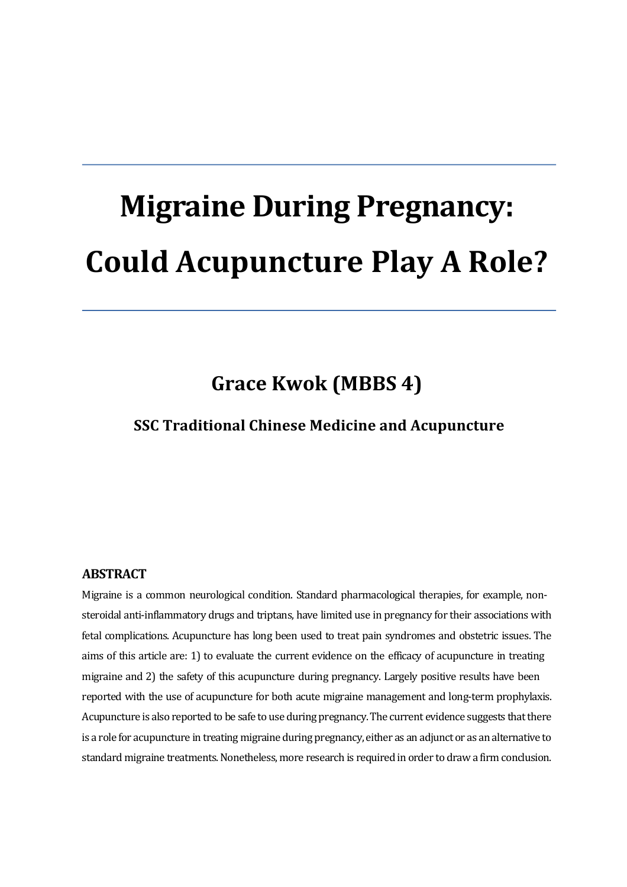# Migraine During Pregnancy: Could Acupuncture Play A Role?

**Grace Kwok (MBBS 4)**

**SSC Traditional Chinese Medicine and Acupuncture**

## ABSTRACT

Migraine is a common neurological condition. Standard pharmacological therapies, for example, non-steroidal anti-inflammatory drugs and triptans, have limited use in pregnancy for their associations with fetal complications. Acupuncture has long been used to treat pain syndromes and obstetric issues. The aims of this article are: 1) to evaluate the current evidence on the efficacy of acupuncture in treating migraine and 2) the safety of this acupuncture during pregnancy. Largely positive results have been reported with the use of acupuncture for both acute migraine management and long-term prophylaxis. Acupuncture is also reported to be safe to use during pregnancy. The current evidence suggests that there is a role for acupuncture in treating migraine during pregnancy, either as an adjunct or as an alternative to standard migraine treatments. Nonetheless, more research is required in order to draw a firm conclusion.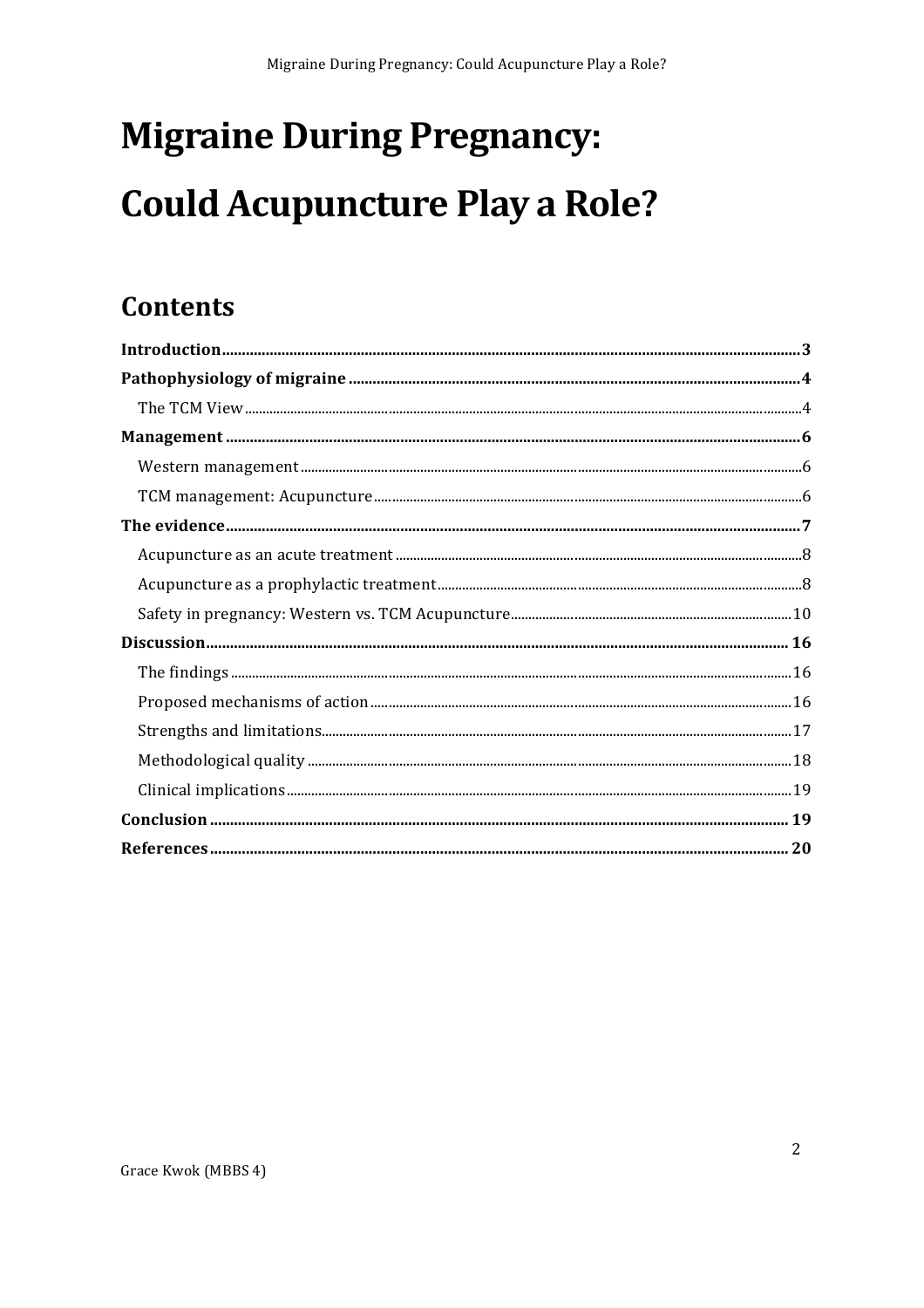# Migraine During Pregnancy: Could Acupuncture Play a Role?

## Contents

**Introduction** .......... 3

**Pathophysiology of migraine** .......... 4

- The TCM View .......... 4

**Management** .......... 6

- Western management .......... 6
- TCM management: Acupuncture .......... 6

**The evidence** .......... 7

- Acupuncture as an acute treatment .......... 8
- Acupuncture as a prophylactic treatment .......... 8
- Safety in pregnancy: Western vs. TCM Acupuncture .......... 10

**Discussion** .......... 16

- The findings .......... 16
- Proposed mechanisms of action .......... 16
- Strengths and limitations .......... 17
- Methodological quality .......... 18
- Clinical implications .......... 19

**Conclusion** .......... 19

**References** .......... 20

Grace Kwok (MBBS 4)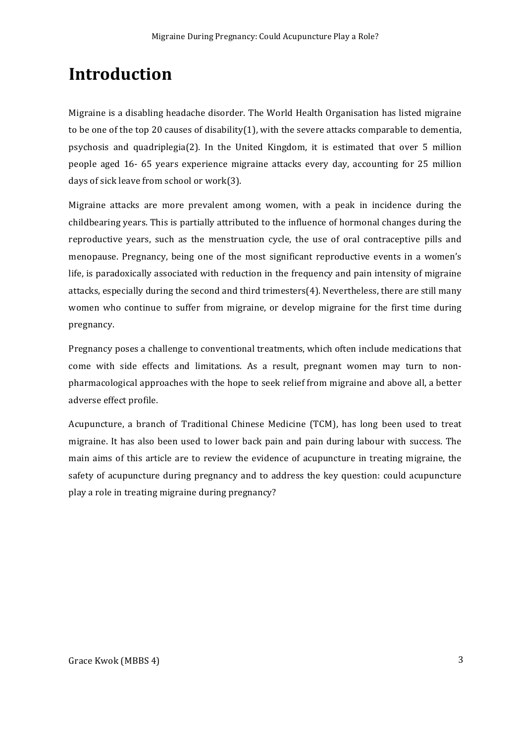# Introduction

Migraine is a disabling headache disorder. The World Health Organisation has listed migraine to be one of the top 20 causes of disability(1), with the severe attacks comparable to dementia, psychosis and quadriplegia(2). In the United Kingdom, it is estimated that over 5 million people aged 16- 65 years experience migraine attacks every day, accounting for 25 million days of sick leave from school or work(3).

Migraine attacks are more prevalent among women, with a peak in incidence during the childbearing years. This is partially attributed to the influence of hormonal changes during the reproductive years, such as the menstruation cycle, the use of oral contraceptive pills and menopause. Pregnancy, being one of the most significant reproductive events in a women's life, is paradoxically associated with reduction in the frequency and pain intensity of migraine attacks, especially during the second and third trimesters(4). Nevertheless, there are still many women who continue to suffer from migraine, or develop migraine for the first time during pregnancy.

Pregnancy poses a challenge to conventional treatments, which often include medications that come with side effects and limitations. As a result, pregnant women may turn to non-pharmacological approaches with the hope to seek relief from migraine and above all, a better adverse effect profile.

Acupuncture, a branch of Traditional Chinese Medicine (TCM), has long been used to treat migraine. It has also been used to lower back pain and pain during labour with success. The main aims of this article are to review the evidence of acupuncture in treating migraine, the safety of acupuncture during pregnancy and to address the key question: could acupuncture play a role in treating migraine during pregnancy?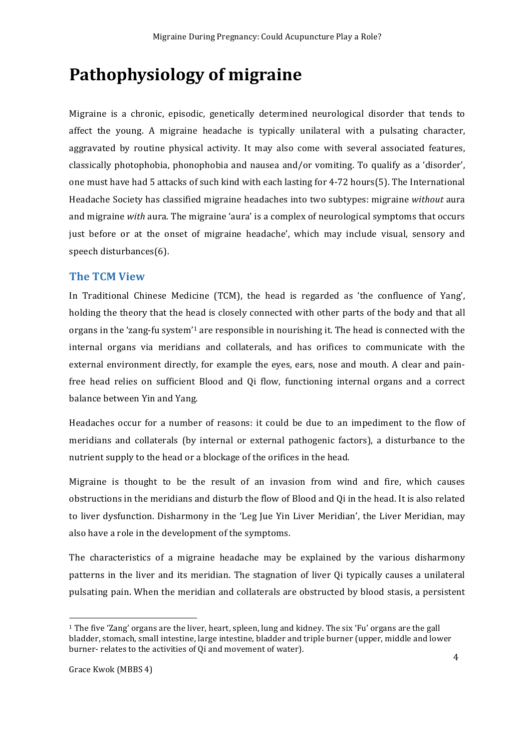# Pathophysiology of migraine

Migraine is a chronic, episodic, genetically determined neurological disorder that tends to affect the young. A migraine headache is typically unilateral with a pulsating character, aggravated by routine physical activity. It may also come with several associated features, classically photophobia, phonophobia and nausea and/or vomiting. To qualify as a 'disorder', one must have had 5 attacks of such kind with each lasting for 4-72 hours(5). The International Headache Society has classified migraine headaches into two subtypes: migraine *without* aura and migraine *with* aura. The migraine 'aura' is a complex of neurological symptoms that occurs just before or at the onset of migraine headache', which may include visual, sensory and speech disturbances(6).

## The TCM View

In Traditional Chinese Medicine (TCM), the head is regarded as 'the confluence of Yang', holding the theory that the head is closely connected with other parts of the body and that all organs in the 'zang-fu system'[1] are responsible in nourishing it. The head is connected with the internal organs via meridians and collaterals, and has orifices to communicate with the external environment directly, for example the eyes, ears, nose and mouth. A clear and pain-free head relies on sufficient Blood and Qi flow, functioning internal organs and a correct balance between Yin and Yang.

Headaches occur for a number of reasons: it could be due to an impediment to the flow of meridians and collaterals (by internal or external pathogenic factors), a disturbance to the nutrient supply to the head or a blockage of the orifices in the head.

Migraine is thought to be the result of an invasion from wind and fire, which causes obstructions in the meridians and disturb the flow of Blood and Qi in the head. It is also related to liver dysfunction. Disharmony in the 'Leg Jue Yin Liver Meridian', the Liver Meridian, may also have a role in the development of the symptoms.

The characteristics of a migraine headache may be explained by the various disharmony patterns in the liver and its meridian. The stagnation of liver Qi typically causes a unilateral pulsating pain. When the meridian and collaterals are obstructed by blood stasis, a persistent

[1] The five 'Zang' organs are the liver, heart, spleen, lung and kidney. The six 'Fu' organs are the gall bladder, stomach, small intestine, large intestine, bladder and triple burner (upper, middle and lower burner- relates to the activities of Qi and movement of water).

Grace Kwok (MBBS 4)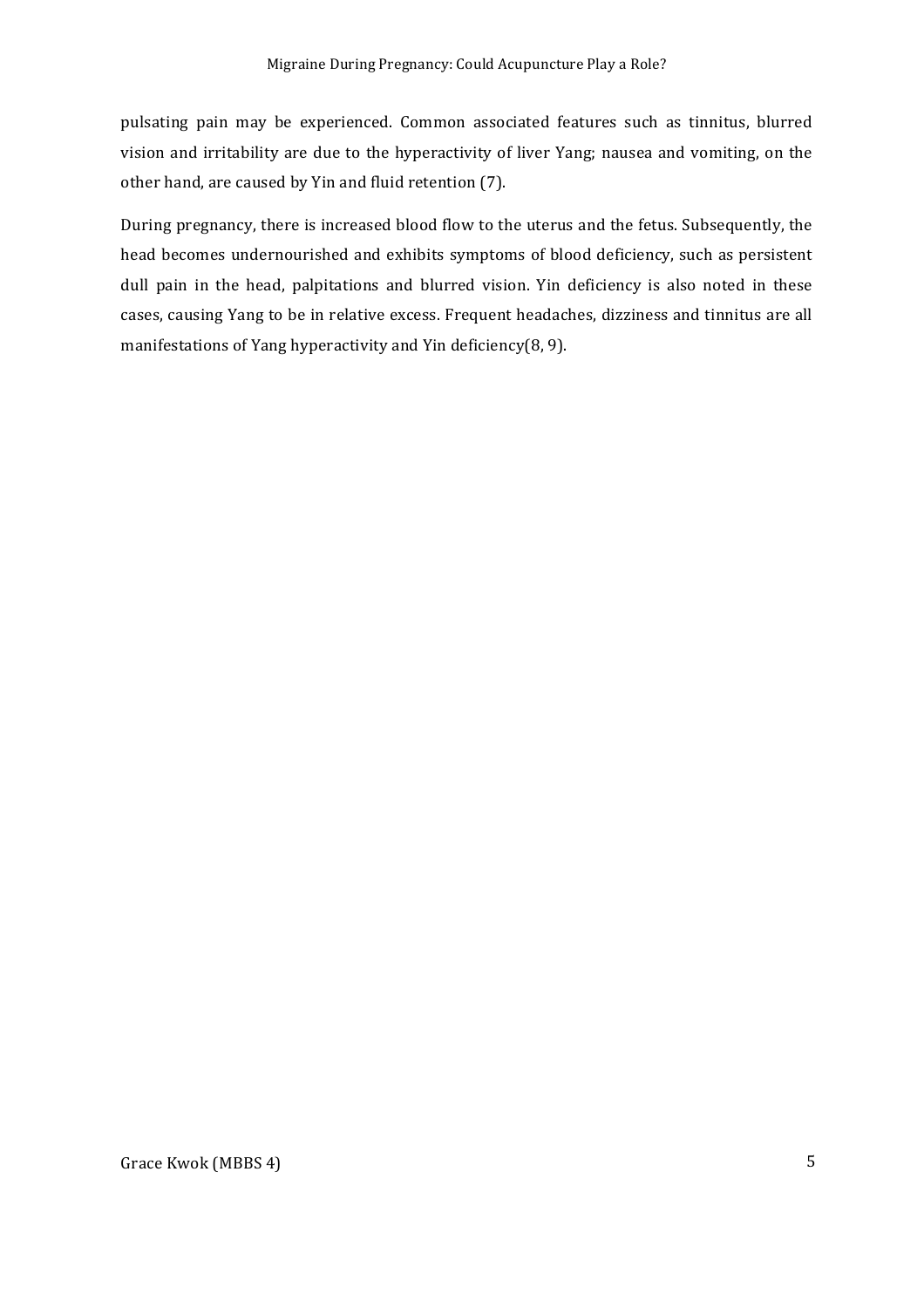pulsating pain may be experienced. Common associated features such as tinnitus, blurred vision and irritability are due to the hyperactivity of liver Yang; nausea and vomiting, on the other hand, are caused by Yin and fluid retention (7).

During pregnancy, there is increased blood flow to the uterus and the fetus. Subsequently, the head becomes undernourished and exhibits symptoms of blood deficiency, such as persistent dull pain in the head, palpitations and blurred vision. Yin deficiency is also noted in these cases, causing Yang to be in relative excess. Frequent headaches, dizziness and tinnitus are all manifestations of Yang hyperactivity and Yin deficiency(8, 9).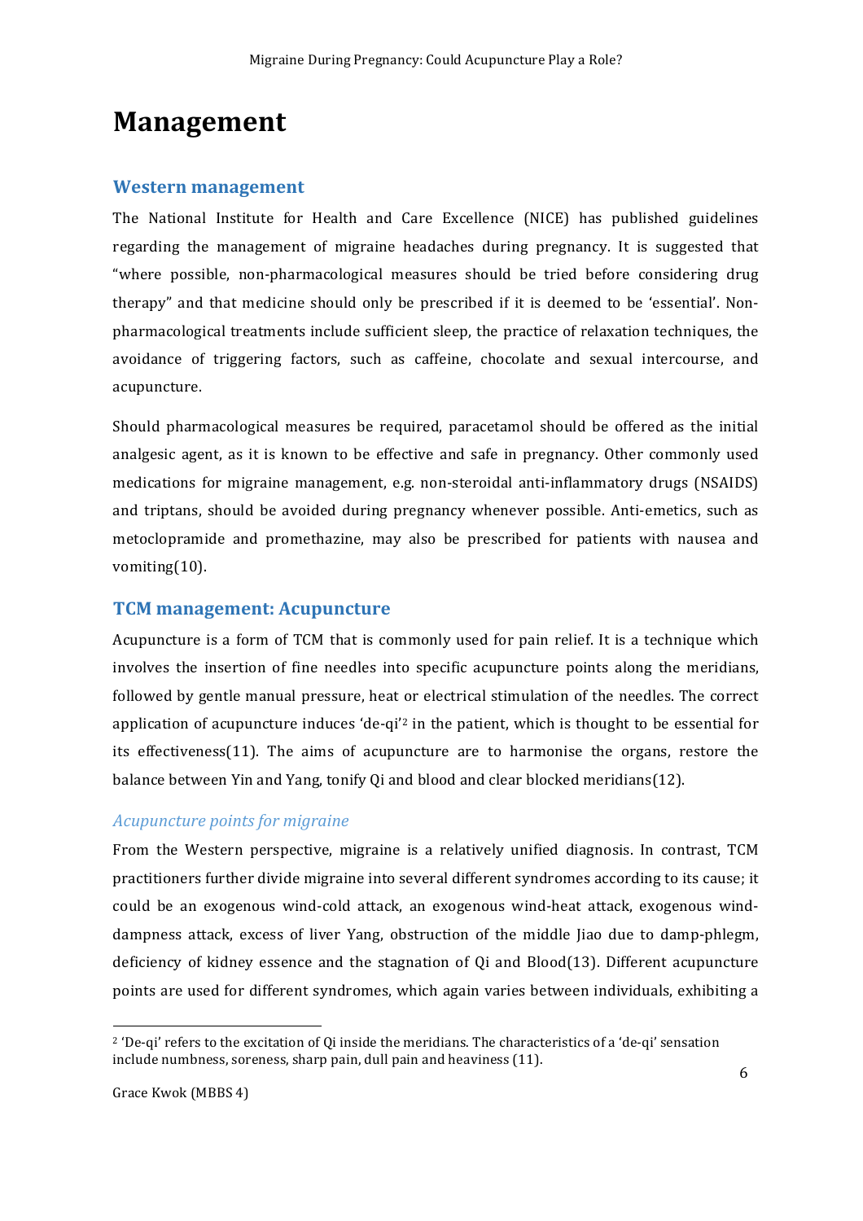# Management

## Western management

The National Institute for Health and Care Excellence (NICE) has published guidelines regarding the management of migraine headaches during pregnancy. It is suggested that "where possible, non-pharmacological measures should be tried before considering drug therapy" and that medicine should only be prescribed if it is deemed to be 'essential'. Non-pharmacological treatments include sufficient sleep, the practice of relaxation techniques, the avoidance of triggering factors, such as caffeine, chocolate and sexual intercourse, and acupuncture.

Should pharmacological measures be required, paracetamol should be offered as the initial analgesic agent, as it is known to be effective and safe in pregnancy. Other commonly used medications for migraine management, e.g. non-steroidal anti-inflammatory drugs (NSAIDS) and triptans, should be avoided during pregnancy whenever possible. Anti-emetics, such as metoclopramide and promethazine, may also be prescribed for patients with nausea and vomiting(10).

## TCM management: Acupuncture

Acupuncture is a form of TCM that is commonly used for pain relief. It is a technique which involves the insertion of fine needles into specific acupuncture points along the meridians, followed by gentle manual pressure, heat or electrical stimulation of the needles. The correct application of acupuncture induces 'de-qi'[2] in the patient, which is thought to be essential for its effectiveness(11). The aims of acupuncture are to harmonise the organs, restore the balance between Yin and Yang, tonify Qi and blood and clear blocked meridians(12).

### *Acupuncture points for migraine*

From the Western perspective, migraine is a relatively unified diagnosis. In contrast, TCM practitioners further divide migraine into several different syndromes according to its cause; it could be an exogenous wind-cold attack, an exogenous wind-heat attack, exogenous wind-dampness attack, excess of liver Yang, obstruction of the middle Jiao due to damp-phlegm, deficiency of kidney essence and the stagnation of Qi and Blood(13). Different acupuncture points are used for different syndromes, which again varies between individuals, exhibiting a

---

[2] 'De-qi' refers to the excitation of Qi inside the meridians. The characteristics of a 'de-qi' sensation include numbness, soreness, sharp pain, dull pain and heaviness (11).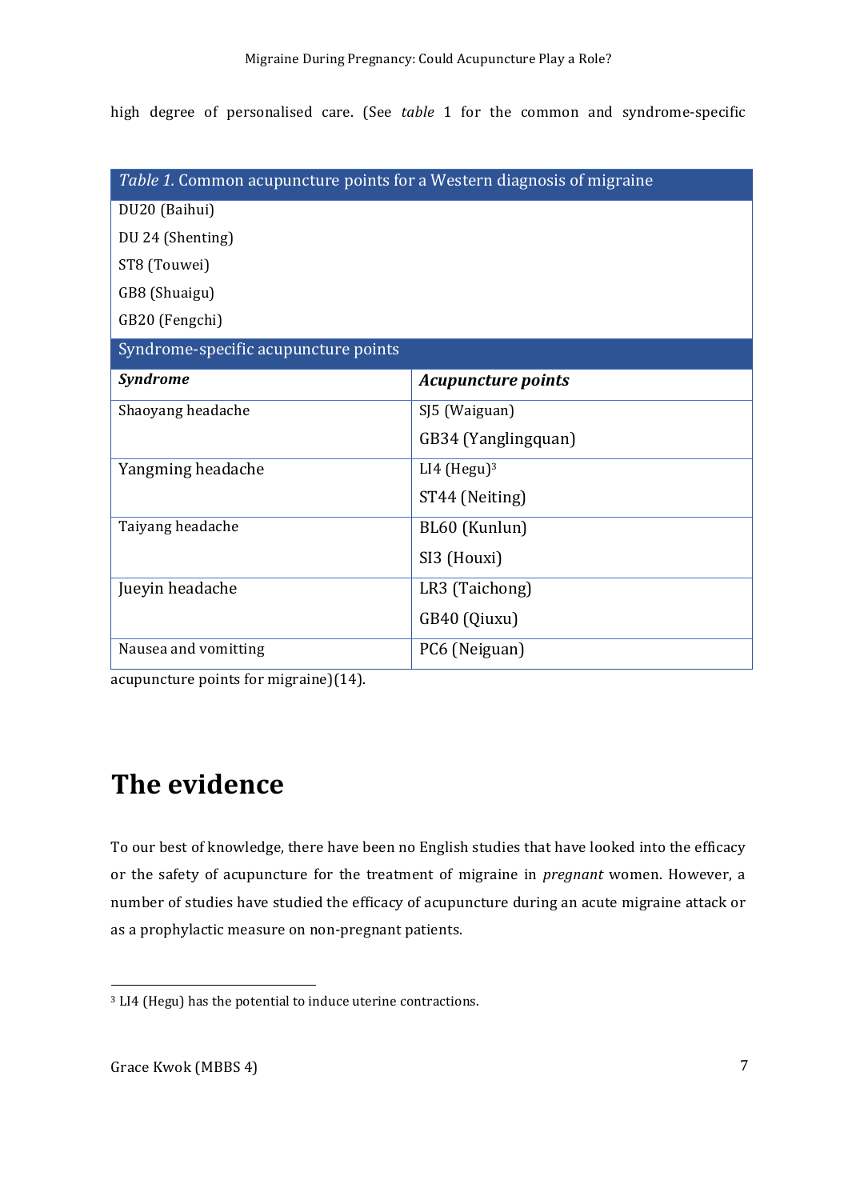high degree of personalised care. (See *table* 1 for the common and syndrome-specific acupuncture points for migraine)(14).

| *Table 1.* Common acupuncture points for a Western diagnosis of migraine | |
|---|---|
| DU20 (Baihui) | |
| DU 24 (Shenting) | |
| ST8 (Touwei) | |
| GB8 (Shuaigu) | |
| GB20 (Fengchi) | |
| Syndrome-specific acupuncture points | |
| ***Syndrome*** | ***Acupuncture points*** |
| Shaoyang headache | SJ5 (Waiguan)<br>GB34 (Yanglingquan) |
| Yangming headache | LI4 (Hegu)[3]<br>ST44 (Neiting) |
| Taiyang headache | BL60 (Kunlun)<br>SI3 (Houxi) |
| Jueyin headache | LR3 (Taichong)<br>GB40 (Qiuxu) |
| Nausea and vomitting | PC6 (Neiguan) |

# The evidence

To our best of knowledge, there have been no English studies that have looked into the efficacy or the safety of acupuncture for the treatment of migraine in *pregnant* women. However, a number of studies have studied the efficacy of acupuncture during an acute migraine attack or as a prophylactic measure on non-pregnant patients.

[3] LI4 (Hegu) has the potential to induce uterine contractions.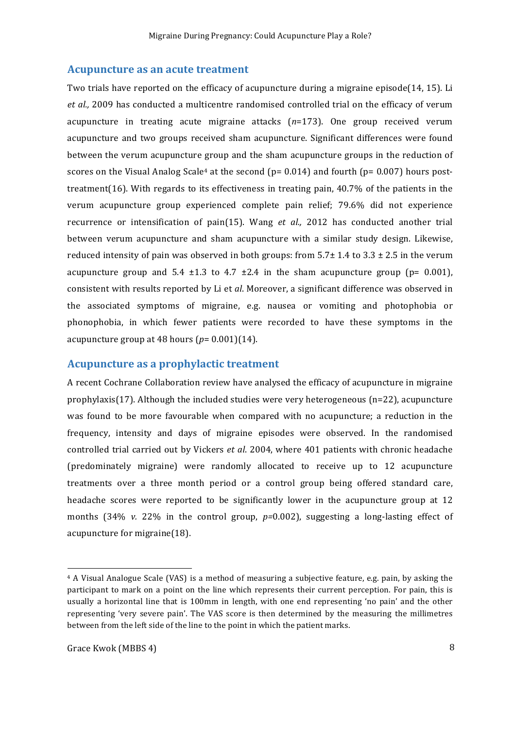## Acupuncture as an acute treatment

Two trials have reported on the efficacy of acupuncture during a migraine episode(14, 15). Li *et al.,* 2009 has conducted a multicentre randomised controlled trial on the efficacy of verum acupuncture in treating acute migraine attacks (*n*=173). One group received verum acupuncture and two groups received sham acupuncture. Significant differences were found between the verum acupuncture group and the sham acupuncture groups in the reduction of scores on the Visual Analog Scale[4] at the second ($p = 0.014$) and fourth ($p = 0.007$) hours post-treatment(16). With regards to its effectiveness in treating pain, 40.7% of the patients in the verum acupuncture group experienced complete pain relief; 79.6% did not experience recurrence or intensification of pain(15). Wang *et al.,* 2012 has conducted another trial between verum acupuncture and sham acupuncture with a similar study design. Likewise, reduced intensity of pain was observed in both groups: from $5.7 \pm 1.4$ to $3.3 \pm 2.5$ in the verum acupuncture group and $5.4 \pm 1.3$ to $4.7 \pm 2.4$ in the sham acupuncture group ($p = 0.001$), consistent with results reported by Li et *al*. Moreover, a significant difference was observed in the associated symptoms of migraine, e.g. nausea or vomiting and photophobia or phonophobia, in which fewer patients were recorded to have these symptoms in the acupuncture group at 48 hours ($p = 0.001$)(14).

## Acupuncture as a prophylactic treatment

A recent Cochrane Collaboration review have analysed the efficacy of acupuncture in migraine prophylaxis(17). Although the included studies were very heterogeneous (n=22), acupuncture was found to be more favourable when compared with no acupuncture; a reduction in the frequency, intensity and days of migraine episodes were observed. In the randomised controlled trial carried out by Vickers *et al*. 2004, where 401 patients with chronic headache (predominately migraine) were randomly allocated to receive up to 12 acupuncture treatments over a three month period or a control group being offered standard care, headache scores were reported to be significantly lower in the acupuncture group at 12 months (34% *v.* 22% in the control group, $p = 0.002$), suggesting a long-lasting effect of acupuncture for migraine(18).

---

[4] A Visual Analogue Scale (VAS) is a method of measuring a subjective feature, e.g. pain, by asking the participant to mark on a point on the line which represents their current perception. For pain, this is usually a horizontal line that is 100mm in length, with one end representing 'no pain' and the other representing 'very severe pain'. The VAS score is then determined by the measuring the millimetres between from the left side of the line to the point in which the patient marks.

Grace Kwok (MBBS 4)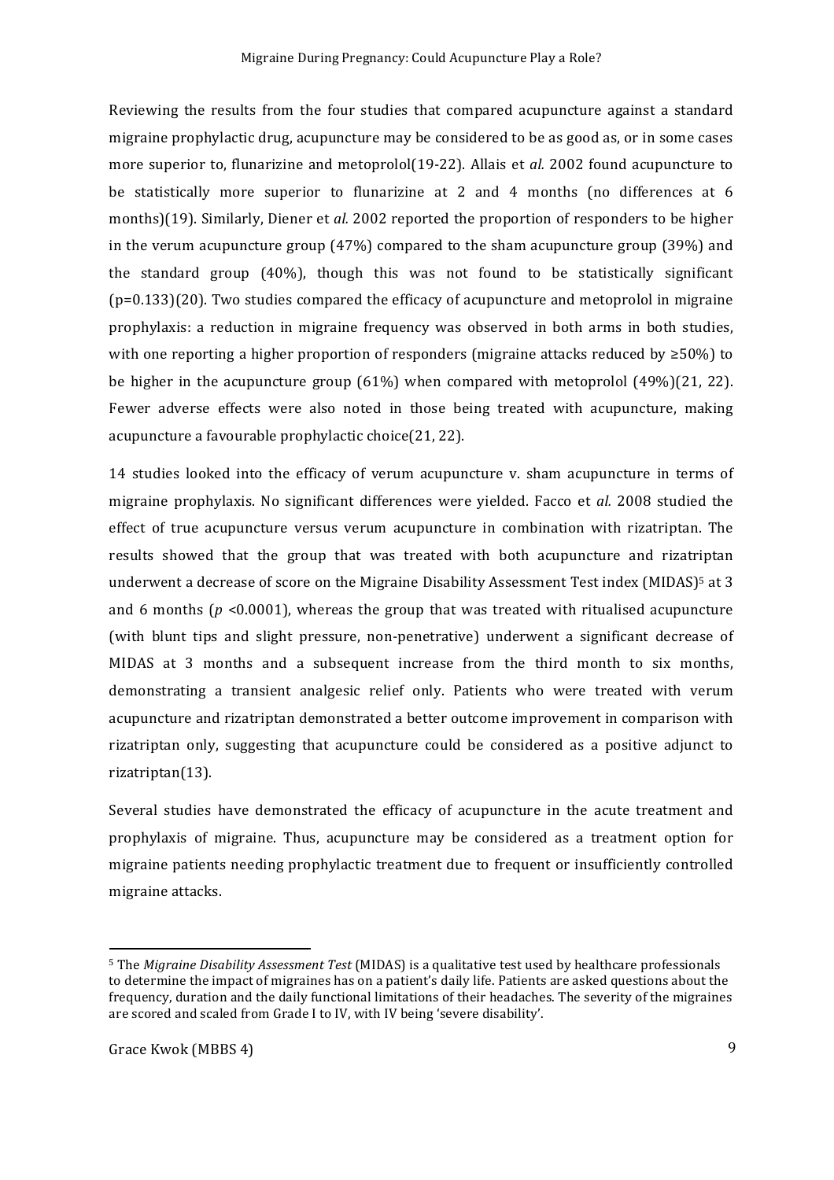Reviewing the results from the four studies that compared acupuncture against a standard migraine prophylactic drug, acupuncture may be considered to be as good as, or in some cases more superior to, flunarizine and metoprolol(19-22). Allais et *al.* 2002 found acupuncture to be statistically more superior to flunarizine at 2 and 4 months (no differences at 6 months)(19). Similarly, Diener et *al.* 2002 reported the proportion of responders to be higher in the verum acupuncture group (47%) compared to the sham acupuncture group (39%) and the standard group (40%), though this was not found to be statistically significant (p=0.133)(20). Two studies compared the efficacy of acupuncture and metoprolol in migraine prophylaxis: a reduction in migraine frequency was observed in both arms in both studies, with one reporting a higher proportion of responders (migraine attacks reduced by ≥50%) to be higher in the acupuncture group (61%) when compared with metoprolol (49%)(21, 22). Fewer adverse effects were also noted in those being treated with acupuncture, making acupuncture a favourable prophylactic choice(21, 22).

14 studies looked into the efficacy of verum acupuncture v. sham acupuncture in terms of migraine prophylaxis. No significant differences were yielded. Facco et *al.* 2008 studied the effect of true acupuncture versus verum acupuncture in combination with rizatriptan. The results showed that the group that was treated with both acupuncture and rizatriptan underwent a decrease of score on the Migraine Disability Assessment Test index (MIDAS)[5] at 3 and 6 months ($p$ <0.0001), whereas the group that was treated with ritualised acupuncture (with blunt tips and slight pressure, non-penetrative) underwent a significant decrease of MIDAS at 3 months and a subsequent increase from the third month to six months, demonstrating a transient analgesic relief only. Patients who were treated with verum acupuncture and rizatriptan demonstrated a better outcome improvement in comparison with rizatriptan only, suggesting that acupuncture could be considered as a positive adjunct to rizatriptan(13).

Several studies have demonstrated the efficacy of acupuncture in the acute treatment and prophylaxis of migraine. Thus, acupuncture may be considered as a treatment option for migraine patients needing prophylactic treatment due to frequent or insufficiently controlled migraine attacks.

---

[5] The *Migraine Disability Assessment Test* (MIDAS) is a qualitative test used by healthcare professionals to determine the impact of migraines has on a patient's daily life. Patients are asked questions about the frequency, duration and the daily functional limitations of their headaches. The severity of the migraines are scored and scaled from Grade I to IV, with IV being 'severe disability'.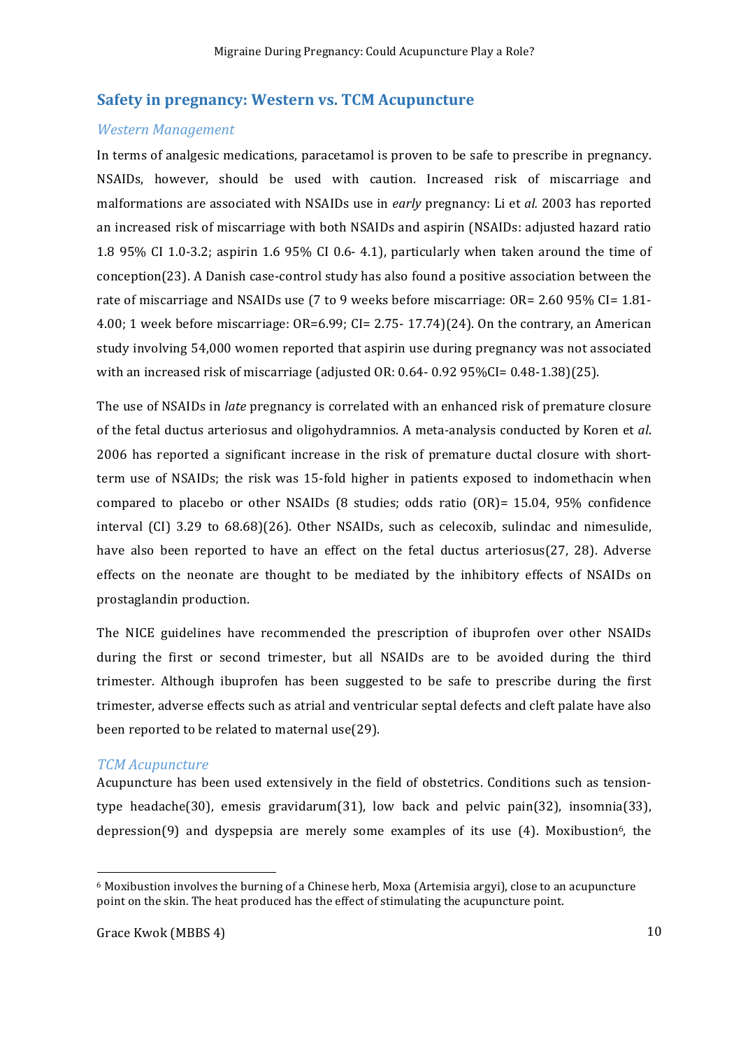## Safety in pregnancy: Western vs. TCM Acupuncture

### *Western Management*

In terms of analgesic medications, paracetamol is proven to be safe to prescribe in pregnancy. NSAIDs, however, should be used with caution. Increased risk of miscarriage and malformations are associated with NSAIDs use in *early* pregnancy: Li et *al.* 2003 has reported an increased risk of miscarriage with both NSAIDs and aspirin (NSAIDs: adjusted hazard ratio 1.8 95% CI 1.0-3.2; aspirin 1.6 95% CI 0.6- 4.1), particularly when taken around the time of conception(23). A Danish case-control study has also found a positive association between the rate of miscarriage and NSAIDs use (7 to 9 weeks before miscarriage: OR= 2.60 95% CI= 1.81- 4.00; 1 week before miscarriage: OR=6.99; CI= 2.75- 17.74)(24). On the contrary, an American study involving 54,000 women reported that aspirin use during pregnancy was not associated with an increased risk of miscarriage (adjusted OR: 0.64- 0.92 95%CI= 0.48-1.38)(25).

The use of NSAIDs in *late* pregnancy is correlated with an enhanced risk of premature closure of the fetal ductus arteriosus and oligohydramnios. A meta-analysis conducted by Koren et *al*. 2006 has reported a significant increase in the risk of premature ductal closure with short-term use of NSAIDs; the risk was 15-fold higher in patients exposed to indomethacin when compared to placebo or other NSAIDs (8 studies; odds ratio (OR)= 15.04, 95% confidence interval (CI) 3.29 to 68.68)(26). Other NSAIDs, such as celecoxib, sulindac and nimesulide, have also been reported to have an effect on the fetal ductus arteriosus(27, 28). Adverse effects on the neonate are thought to be mediated by the inhibitory effects of NSAIDs on prostaglandin production.

The NICE guidelines have recommended the prescription of ibuprofen over other NSAIDs during the first or second trimester, but all NSAIDs are to be avoided during the third trimester. Although ibuprofen has been suggested to be safe to prescribe during the first trimester, adverse effects such as atrial and ventricular septal defects and cleft palate have also been reported to be related to maternal use(29).

### *TCM Acupuncture*

Acupuncture has been used extensively in the field of obstetrics. Conditions such as tension-type headache(30), emesis gravidarum(31), low back and pelvic pain(32), insomnia(33), depression(9) and dyspepsia are merely some examples of its use (4). Moxibustion[6], the

[6] Moxibustion involves the burning of a Chinese herb, Moxa (Artemisia argyi), close to an acupuncture point on the skin. The heat produced has the effect of stimulating the acupuncture point.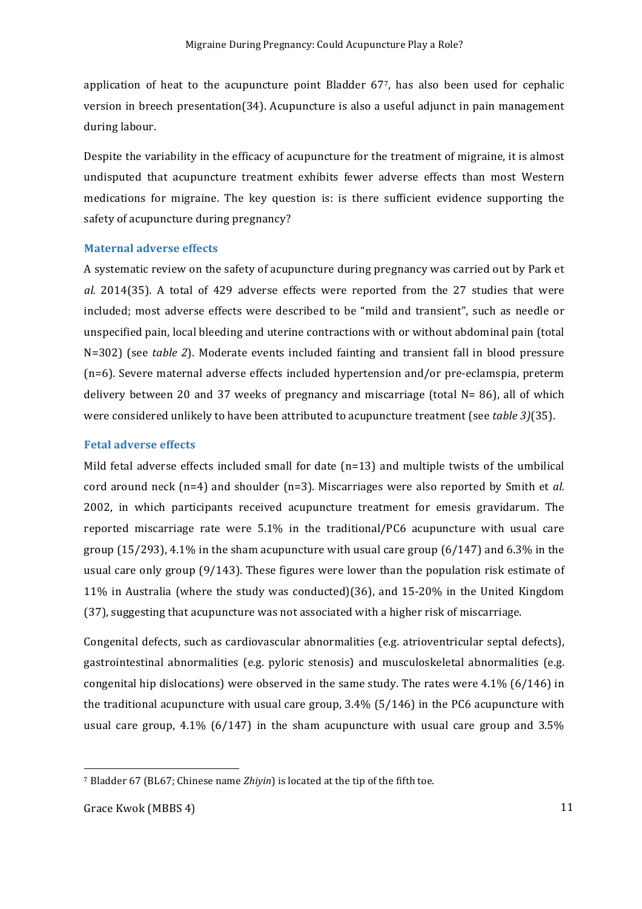application of heat to the acupuncture point Bladder 67[7], has also been used for cephalic version in breech presentation(34). Acupuncture is also a useful adjunct in pain management during labour.

Despite the variability in the efficacy of acupuncture for the treatment of migraine, it is almost undisputed that acupuncture treatment exhibits fewer adverse effects than most Western medications for migraine. The key question is: is there sufficient evidence supporting the safety of acupuncture during pregnancy?

### Maternal adverse effects

A systematic review on the safety of acupuncture during pregnancy was carried out by Park et *al.* 2014(35). A total of 429 adverse effects were reported from the 27 studies that were included; most adverse effects were described to be "mild and transient", such as needle or unspecified pain, local bleeding and uterine contractions with or without abdominal pain (total N=302) (see *table 2*). Moderate events included fainting and transient fall in blood pressure (n=6). Severe maternal adverse effects included hypertension and/or pre-eclampsia, preterm delivery between 20 and 37 weeks of pregnancy and miscarriage (total N= 86), all of which were considered unlikely to have been attributed to acupuncture treatment (see *table 3)*(35).

### Fetal adverse effects

Mild fetal adverse effects included small for date (n=13) and multiple twists of the umbilical cord around neck (n=4) and shoulder (n=3). Miscarriages were also reported by Smith et *al.* 2002, in which participants received acupuncture treatment for emesis gravidarum. The reported miscarriage rate were 5.1% in the traditional/PC6 acupuncture with usual care group (15/293), 4.1% in the sham acupuncture with usual care group (6/147) and 6.3% in the usual care only group (9/143). These figures were lower than the population risk estimate of 11% in Australia (where the study was conducted)(36), and 15-20% in the United Kingdom (37), suggesting that acupuncture was not associated with a higher risk of miscarriage.

Congenital defects, such as cardiovascular abnormalities (e.g. atrioventricular septal defects), gastrointestinal abnormalities (e.g. pyloric stenosis) and musculoskeletal abnormalities (e.g. congenital hip dislocations) were observed in the same study. The rates were 4.1% (6/146) in the traditional acupuncture with usual care group, 3.4% (5/146) in the PC6 acupuncture with usual care group, 4.1% (6/147) in the sham acupuncture with usual care group and 3.5%

[7] Bladder 67 (BL67; Chinese name *Zhiyin*) is located at the tip of the fifth toe.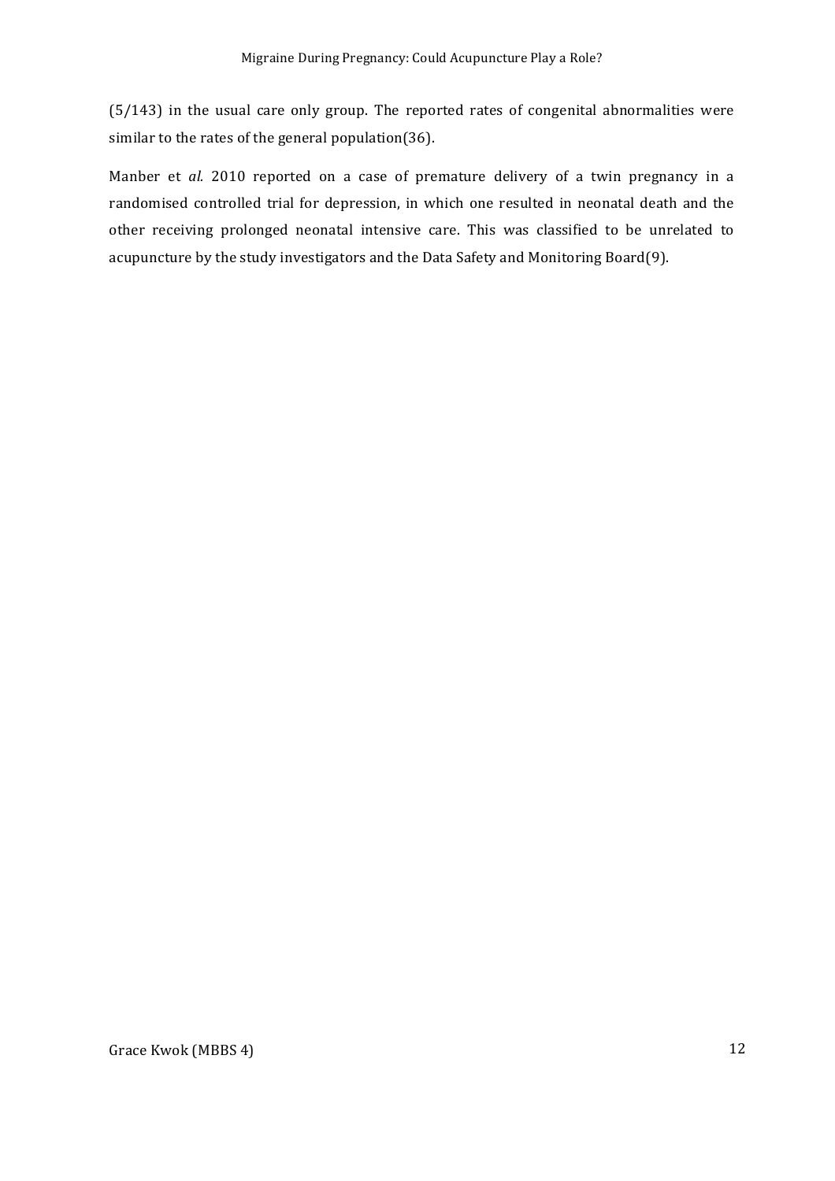(5/143) in the usual care only group. The reported rates of congenital abnormalities were similar to the rates of the general population(36).

Manber et *al.* 2010 reported on a case of premature delivery of a twin pregnancy in a randomised controlled trial for depression, in which one resulted in neonatal death and the other receiving prolonged neonatal intensive care. This was classified to be unrelated to acupuncture by the study investigators and the Data Safety and Monitoring Board(9).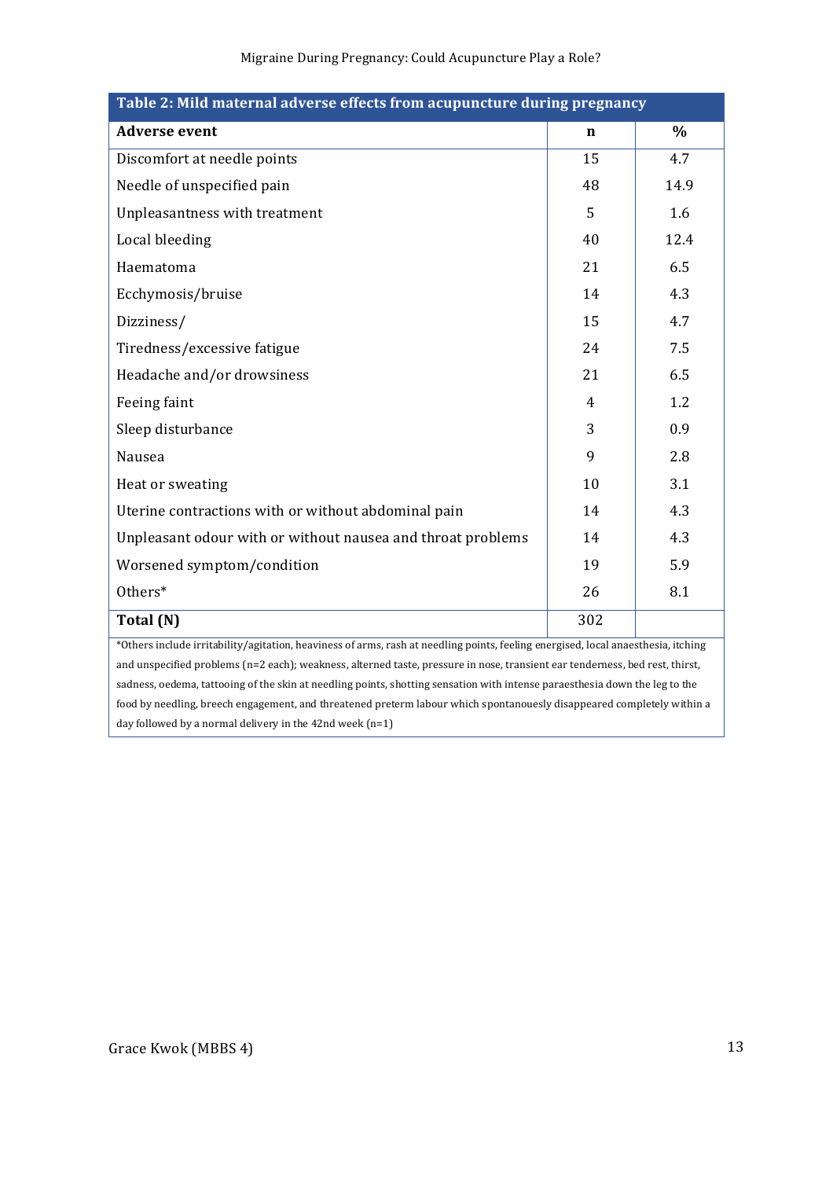**Table 2: Mild maternal adverse effects from acupuncture during pregnancy**

| Adverse event | n | % |
|---|---|---|
| Discomfort at needle points | 15 | 4.7 |
| Needle of unspecified pain | 48 | 14.9 |
| Unpleasantness with treatment | 5 | 1.6 |
| Local bleeding | 40 | 12.4 |
| Haematoma | 21 | 6.5 |
| Ecchymosis/bruise | 14 | 4.3 |
| Dizziness/ | 15 | 4.7 |
| Tiredness/excessive fatigue | 24 | 7.5 |
| Headache and/or drowsiness | 21 | 6.5 |
| Feeing faint | 4 | 1.2 |
| Sleep disturbance | 3 | 0.9 |
| Nausea | 9 | 2.8 |
| Heat or sweating | 10 | 3.1 |
| Uterine contractions with or without abdominal pain | 14 | 4.3 |
| Unpleasant odour with or without nausea and throat problems | 14 | 4.3 |
| Worsened symptom/condition | 19 | 5.9 |
| Others* | 26 | 8.1 |
| **Total (N)** | 302 | |

*Others include irritability/agitation, heaviness of arms, rash at needling points, feeling energised, local anaesthesia, itching and unspecified problems (n=2 each); weakness, alterned taste, pressure in nose, transient ear tenderness, bed rest, thirst, sadness, oedema, tattooing of the skin at needling points, shotting sensation with intense paraesthesia down the leg to the food by needling, breech engagement, and threatened preterm labour which spontanouesly disappeared completely within a day followed by a normal delivery in the 42nd week (n=1)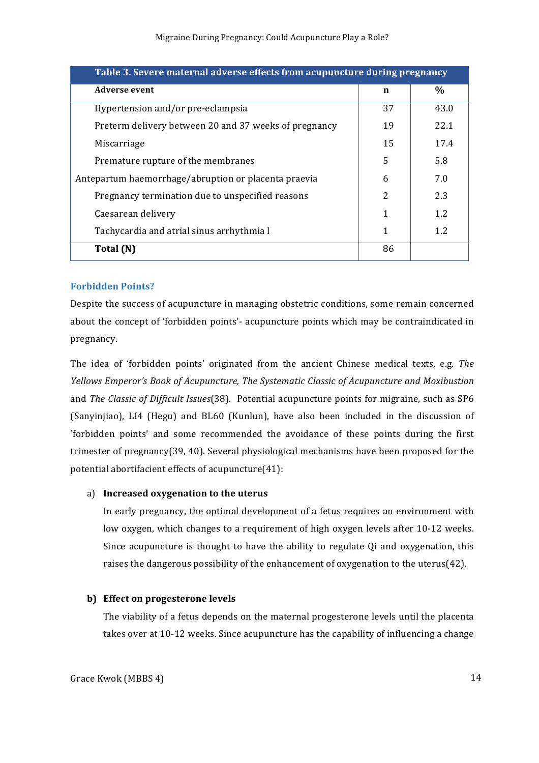| Table 3. Severe maternal adverse effects from acupuncture during pregnancy | | |
|---|---|---|
| **Adverse event** | **n** | **%** |
| Hypertension and/or pre-eclampsia | 37 | 43.0 |
| Preterm delivery between 20 and 37 weeks of pregnancy | 19 | 22.1 |
| Miscarriage | 15 | 17.4 |
| Premature rupture of the membranes | 5 | 5.8 |
| Antepartum haemorrhage/abruption or placenta praevia | 6 | 7.0 |
| Pregnancy termination due to unspecified reasons | 2 | 2.3 |
| Caesarean delivery | 1 | 1.2 |
| Tachycardia and atrial sinus arrhythmia l | 1 | 1.2 |
| **Total (N)** | 86 | |

### Forbidden Points?

Despite the success of acupuncture in managing obstetric conditions, some remain concerned about the concept of 'forbidden points'- acupuncture points which may be contraindicated in pregnancy.

The idea of 'forbidden points' originated from the ancient Chinese medical texts, e.g. *The Yellows Emperor's Book of Acupuncture, The Systematic Classic of Acupuncture and Moxibustion* and *The Classic of Difficult Issues*(38). Potential acupuncture points for migraine, such as SP6 (Sanyinjiao), LI4 (Hegu) and BL60 (Kunlun), have also been included in the discussion of 'forbidden points' and some recommended the avoidance of these points during the first trimester of pregnancy(39, 40). Several physiological mechanisms have been proposed for the potential abortifacient effects of acupuncture(41):

a) **Increased oxygenation to the uterus**

   In early pregnancy, the optimal development of a fetus requires an environment with low oxygen, which changes to a requirement of high oxygen levels after 10-12 weeks. Since acupuncture is thought to have the ability to regulate Qi and oxygenation, this raises the dangerous possibility of the enhancement of oxygenation to the uterus(42).

b) **Effect on progesterone levels**

   The viability of a fetus depends on the maternal progesterone levels until the placenta takes over at 10-12 weeks. Since acupuncture has the capability of influencing a change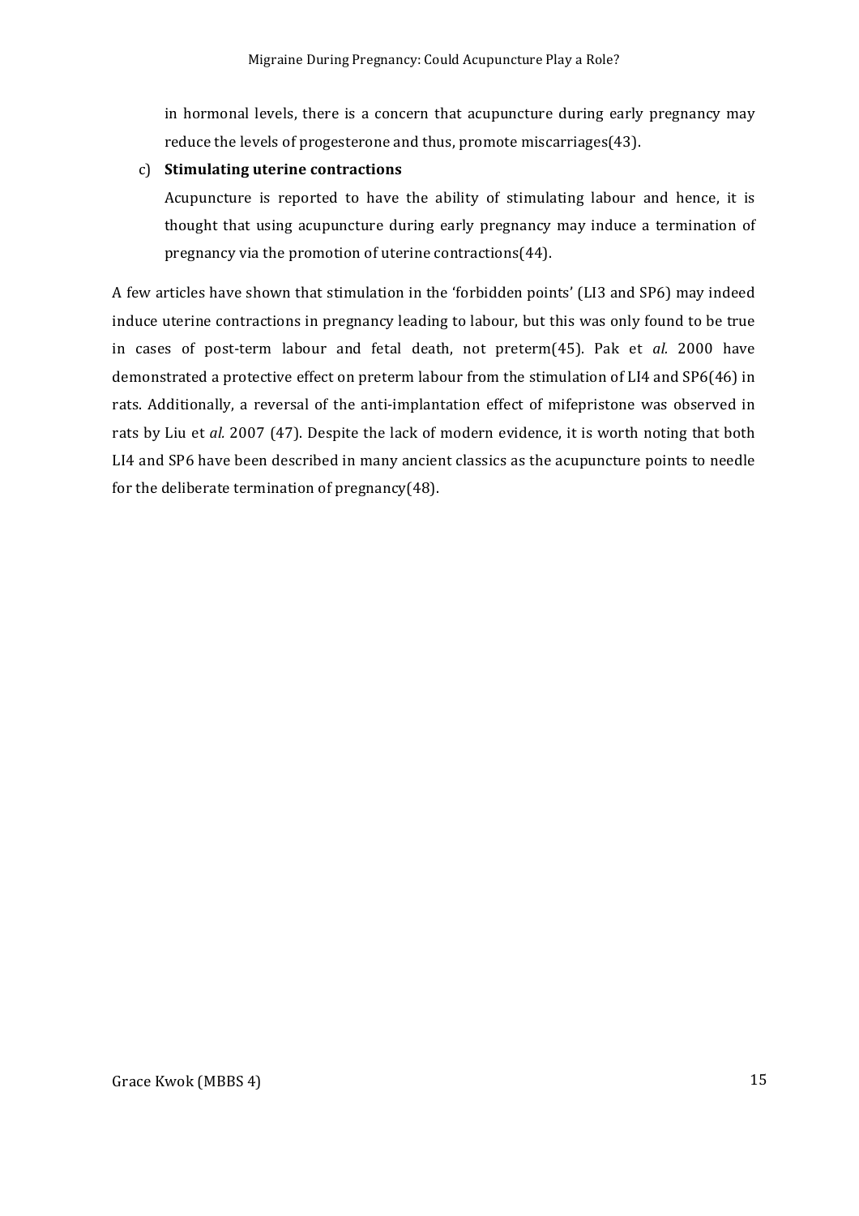in hormonal levels, there is a concern that acupuncture during early pregnancy may reduce the levels of progesterone and thus, promote miscarriages(43).

c) **Stimulating uterine contractions**

Acupuncture is reported to have the ability of stimulating labour and hence, it is thought that using acupuncture during early pregnancy may induce a termination of pregnancy via the promotion of uterine contractions(44).

A few articles have shown that stimulation in the 'forbidden points' (LI3 and SP6) may indeed induce uterine contractions in pregnancy leading to labour, but this was only found to be true in cases of post-term labour and fetal death, not preterm(45). Pak et *al.* 2000 have demonstrated a protective effect on preterm labour from the stimulation of LI4 and SP6(46) in rats. Additionally, a reversal of the anti-implantation effect of mifepristone was observed in rats by Liu et *al.* 2007 (47). Despite the lack of modern evidence, it is worth noting that both LI4 and SP6 have been described in many ancient classics as the acupuncture points to needle for the deliberate termination of pregnancy(48).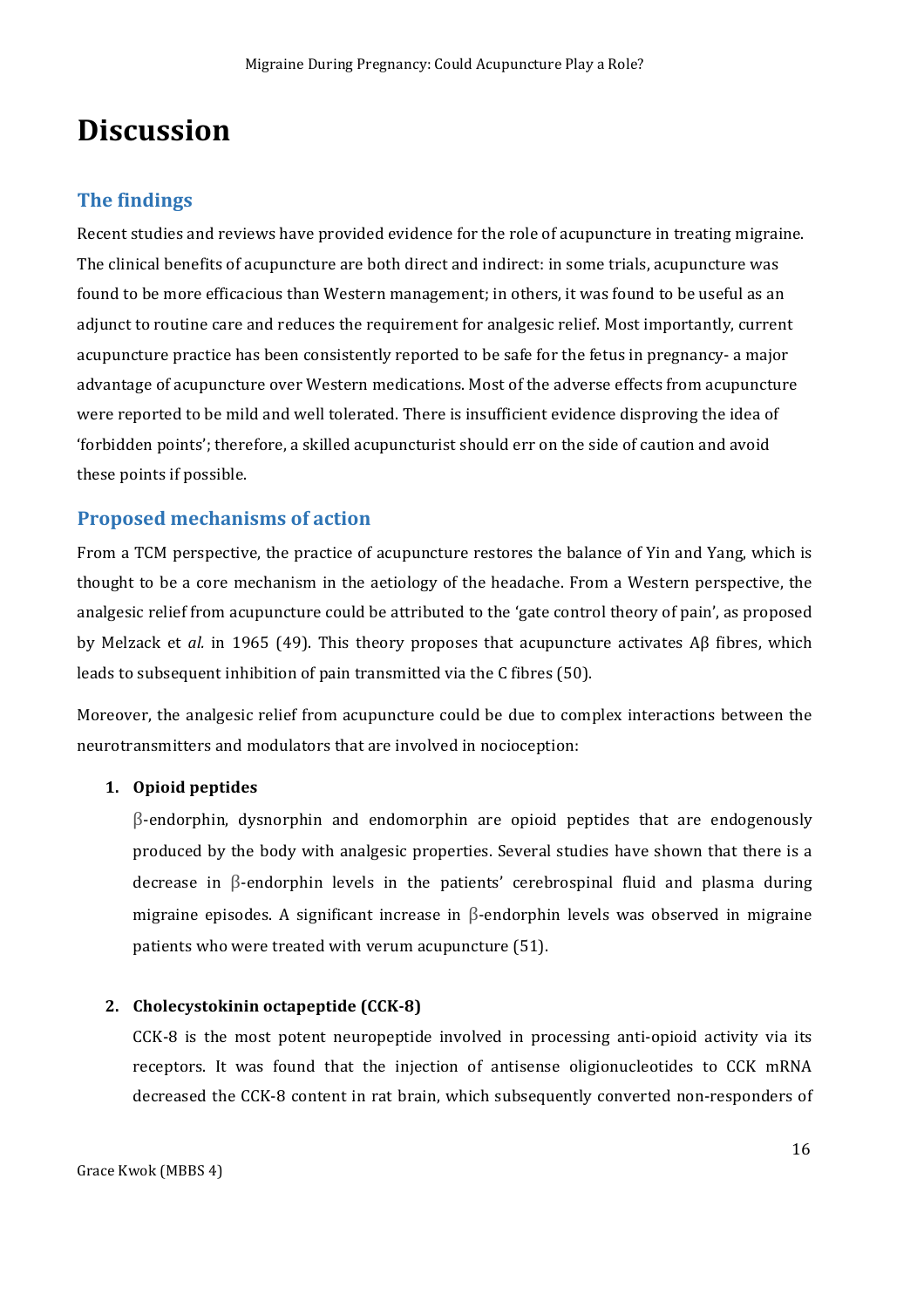# Discussion

## The findings

Recent studies and reviews have provided evidence for the role of acupuncture in treating migraine. The clinical benefits of acupuncture are both direct and indirect: in some trials, acupuncture was found to be more efficacious than Western management; in others, it was found to be useful as an adjunct to routine care and reduces the requirement for analgesic relief. Most importantly, current acupuncture practice has been consistently reported to be safe for the fetus in pregnancy- a major advantage of acupuncture over Western medications. Most of the adverse effects from acupuncture were reported to be mild and well tolerated. There is insufficient evidence disproving the idea of 'forbidden points'; therefore, a skilled acupuncturist should err on the side of caution and avoid these points if possible.

## Proposed mechanisms of action

From a TCM perspective, the practice of acupuncture restores the balance of Yin and Yang, which is thought to be a core mechanism in the aetiology of the headache. From a Western perspective, the analgesic relief from acupuncture could be attributed to the 'gate control theory of pain', as proposed by Melzack et *al.* in 1965 (49). This theory proposes that acupuncture activates Aβ fibres, which leads to subsequent inhibition of pain transmitted via the C fibres (50).

Moreover, the analgesic relief from acupuncture could be due to complex interactions between the neurotransmitters and modulators that are involved in nocioception:

1. **Opioid peptides**

   β-endorphin, dysnorphin and endomorphin are opioid peptides that are endogenously produced by the body with analgesic properties. Several studies have shown that there is a decrease in β-endorphin levels in the patients' cerebrospinal fluid and plasma during migraine episodes. A significant increase in β-endorphin levels was observed in migraine patients who were treated with verum acupuncture (51).

2. **Cholecystokinin octapeptide (CCK-8)**

   CCK-8 is the most potent neuropeptide involved in processing anti-opioid activity via its receptors. It was found that the injection of antisense oligionucleotides to CCK mRNA decreased the CCK-8 content in rat brain, which subsequently converted non-responders of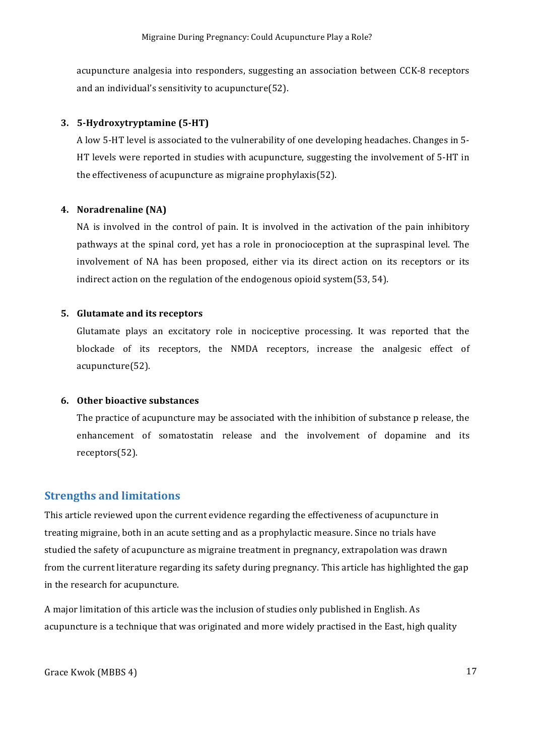acupuncture analgesia into responders, suggesting an association between CCK-8 receptors and an individual's sensitivity to acupuncture(52).

3. **5-Hydroxytryptamine (5-HT)**

   A low 5-HT level is associated to the vulnerability of one developing headaches. Changes in 5-HT levels were reported in studies with acupuncture, suggesting the involvement of 5-HT in the effectiveness of acupuncture as migraine prophylaxis(52).

4. **Noradrenaline (NA)**

   NA is involved in the control of pain. It is involved in the activation of the pain inhibitory pathways at the spinal cord, yet has a role in pronocioception at the supraspinal level. The involvement of NA has been proposed, either via its direct action on its receptors or its indirect action on the regulation of the endogenous opioid system(53, 54).

5. **Glutamate and its receptors**

   Glutamate plays an excitatory role in nociceptive processing. It was reported that the blockade of its receptors, the NMDA receptors, increase the analgesic effect of acupuncture(52).

6. **Other bioactive substances**

   The practice of acupuncture may be associated with the inhibition of substance p release, the enhancement of somatostatin release and the involvement of dopamine and its receptors(52).

## Strengths and limitations

This article reviewed upon the current evidence regarding the effectiveness of acupuncture in treating migraine, both in an acute setting and as a prophylactic measure. Since no trials have studied the safety of acupuncture as migraine treatment in pregnancy, extrapolation was drawn from the current literature regarding its safety during pregnancy. This article has highlighted the gap in the research for acupuncture.

A major limitation of this article was the inclusion of studies only published in English. As acupuncture is a technique that was originated and more widely practised in the East, high quality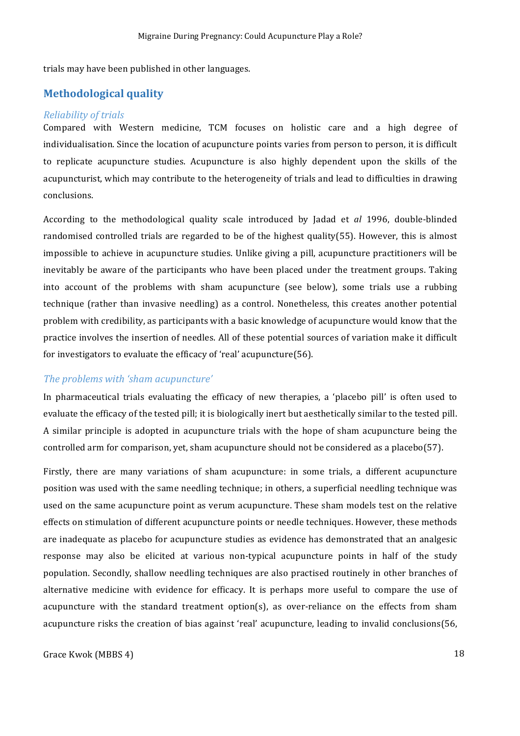trials may have been published in other languages.

## Methodological quality

### *Reliability of trials*

Compared with Western medicine, TCM focuses on holistic care and a high degree of individualisation. Since the location of acupuncture points varies from person to person, it is difficult to replicate acupuncture studies. Acupuncture is also highly dependent upon the skills of the acupuncturist, which may contribute to the heterogeneity of trials and lead to difficulties in drawing conclusions.

According to the methodological quality scale introduced by Jadad et *al* 1996, double-blinded randomised controlled trials are regarded to be of the highest quality(55). However, this is almost impossible to achieve in acupuncture studies. Unlike giving a pill, acupuncture practitioners will be inevitably be aware of the participants who have been placed under the treatment groups. Taking into account of the problems with sham acupuncture (see below), some trials use a rubbing technique (rather than invasive needling) as a control. Nonetheless, this creates another potential problem with credibility, as participants with a basic knowledge of acupuncture would know that the practice involves the insertion of needles. All of these potential sources of variation make it difficult for investigators to evaluate the efficacy of 'real' acupuncture(56).

### *The problems with 'sham acupuncture'*

In pharmaceutical trials evaluating the efficacy of new therapies, a 'placebo pill' is often used to evaluate the efficacy of the tested pill; it is biologically inert but aesthetically similar to the tested pill. A similar principle is adopted in acupuncture trials with the hope of sham acupuncture being the controlled arm for comparison, yet, sham acupuncture should not be considered as a placebo(57).

Firstly, there are many variations of sham acupuncture: in some trials, a different acupuncture position was used with the same needling technique; in others, a superficial needling technique was used on the same acupuncture point as verum acupuncture. These sham models test on the relative effects on stimulation of different acupuncture points or needle techniques. However, these methods are inadequate as placebo for acupuncture studies as evidence has demonstrated that an analgesic response may also be elicited at various non-typical acupuncture points in half of the study population. Secondly, shallow needling techniques are also practised routinely in other branches of alternative medicine with evidence for efficacy. It is perhaps more useful to compare the use of acupuncture with the standard treatment option(s), as over-reliance on the effects from sham acupuncture risks the creation of bias against 'real' acupuncture, leading to invalid conclusions(56,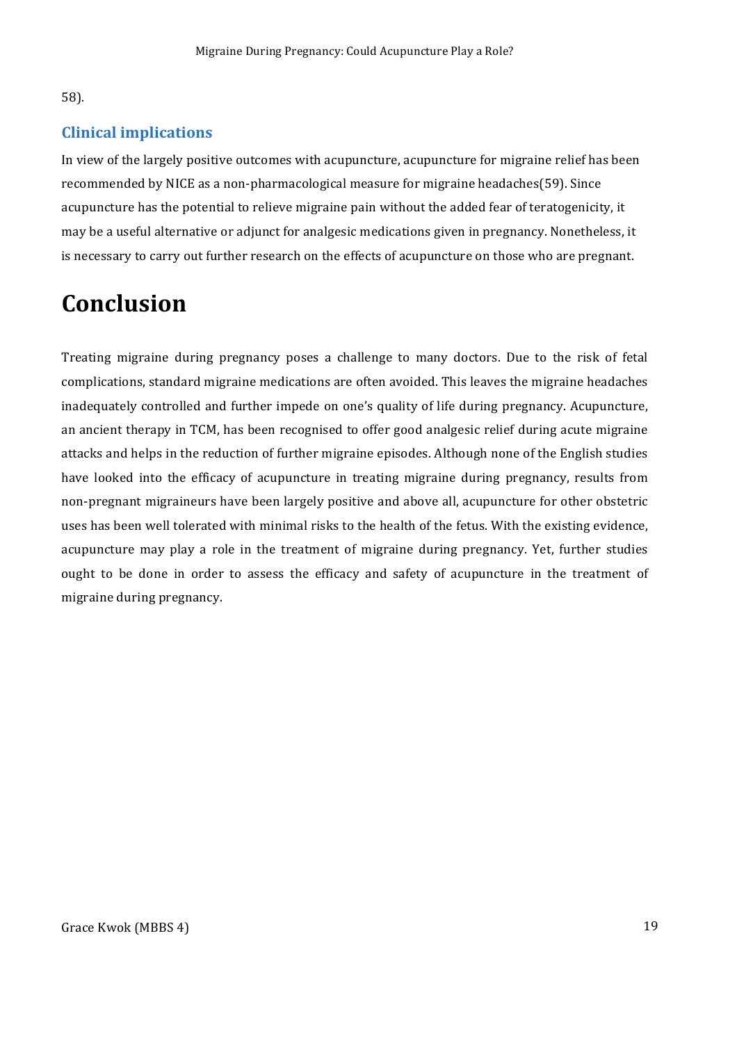58).

### Clinical implications

In view of the largely positive outcomes with acupuncture, acupuncture for migraine relief has been recommended by NICE as a non-pharmacological measure for migraine headaches(59). Since acupuncture has the potential to relieve migraine pain without the added fear of teratogenicity, it may be a useful alternative or adjunct for analgesic medications given in pregnancy. Nonetheless, it is necessary to carry out further research on the effects of acupuncture on those who are pregnant.

# Conclusion

Treating migraine during pregnancy poses a challenge to many doctors. Due to the risk of fetal complications, standard migraine medications are often avoided. This leaves the migraine headaches inadequately controlled and further impede on one's quality of life during pregnancy. Acupuncture, an ancient therapy in TCM, has been recognised to offer good analgesic relief during acute migraine attacks and helps in the reduction of further migraine episodes. Although none of the English studies have looked into the efficacy of acupuncture in treating migraine during pregnancy, results from non-pregnant migraineurs have been largely positive and above all, acupuncture for other obstetric uses has been well tolerated with minimal risks to the health of the fetus. With the existing evidence, acupuncture may play a role in the treatment of migraine during pregnancy. Yet, further studies ought to be done in order to assess the efficacy and safety of acupuncture in the treatment of migraine during pregnancy.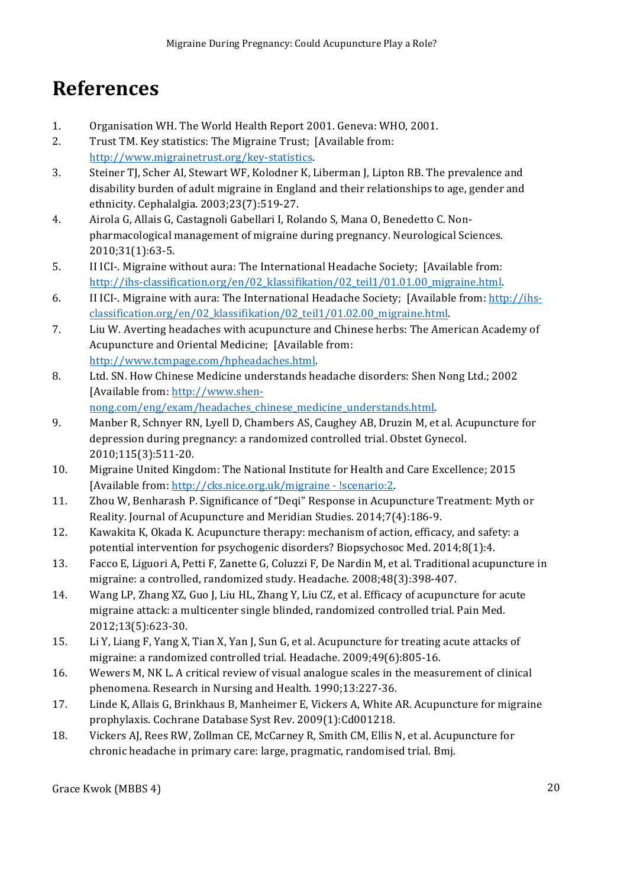# References

1. Organisation WH. The World Health Report 2001. Geneva: WHO, 2001.
2. Trust TM. Key statistics: The Migraine Trust; [Available from: http://www.migrainetrust.org/key-statistics.
3. Steiner TJ, Scher AI, Stewart WF, Kolodner K, Liberman J, Lipton RB. The prevalence and disability burden of adult migraine in England and their relationships to age, gender and ethnicity. Cephalalgia. 2003;23(7):519-27.
4. Airola G, Allais G, Castagnoli Gabellari I, Rolando S, Mana O, Benedetto C. Non-pharmacological management of migraine during pregnancy. Neurological Sciences. 2010;31(1):63-5.
5. II ICI-. Migraine without aura: The International Headache Society; [Available from: http://ihs-classification.org/en/02_klassifikation/02_teil1/01.01.00_migraine.html.
6. II ICI-. Migraine with aura: The International Headache Society; [Available from: http://ihs-classification.org/en/02_klassifikation/02_teil1/01.02.00_migraine.html.
7. Liu W. Averting headaches with acupuncture and Chinese herbs: The American Academy of Acupuncture and Oriental Medicine; [Available from: http://www.tcmpage.com/hpheadaches.html.
8. Ltd. SN. How Chinese Medicine understands headache disorders: Shen Nong Ltd.; 2002 [Available from: http://www.shen-nong.com/eng/exam/headaches_chinese_medicine_understands.html.
9. Manber R, Schnyer RN, Lyell D, Chambers AS, Caughey AB, Druzin M, et al. Acupuncture for depression during pregnancy: a randomized controlled trial. Obstet Gynecol. 2010;115(3):511-20.
10. Migraine United Kingdom: The National Institute for Health and Care Excellence; 2015 [Available from: http://cks.nice.org.uk/migraine - !scenario:2.
11. Zhou W, Benharash P. Significance of "Deqi" Response in Acupuncture Treatment: Myth or Reality. Journal of Acupuncture and Meridian Studies. 2014;7(4):186-9.
12. Kawakita K, Okada K. Acupuncture therapy: mechanism of action, efficacy, and safety: a potential intervention for psychogenic disorders? Biopsychosoc Med. 2014;8(1):4.
13. Facco E, Liguori A, Petti F, Zanette G, Coluzzi F, De Nardin M, et al. Traditional acupuncture in migraine: a controlled, randomized study. Headache. 2008;48(3):398-407.
14. Wang LP, Zhang XZ, Guo J, Liu HL, Zhang Y, Liu CZ, et al. Efficacy of acupuncture for acute migraine attack: a multicenter single blinded, randomized controlled trial. Pain Med. 2012;13(5):623-30.
15. Li Y, Liang F, Yang X, Tian X, Yan J, Sun G, et al. Acupuncture for treating acute attacks of migraine: a randomized controlled trial. Headache. 2009;49(6):805-16.
16. Wewers M, NK L. A critical review of visual analogue scales in the measurement of clinical phenomena. Research in Nursing and Health. 1990;13:227-36.
17. Linde K, Allais G, Brinkhaus B, Manheimer E, Vickers A, White AR. Acupuncture for migraine prophylaxis. Cochrane Database Syst Rev. 2009(1):Cd001218.
18. Vickers AJ, Rees RW, Zollman CE, McCarney R, Smith CM, Ellis N, et al. Acupuncture for chronic headache in primary care: large, pragmatic, randomised trial. Bmj.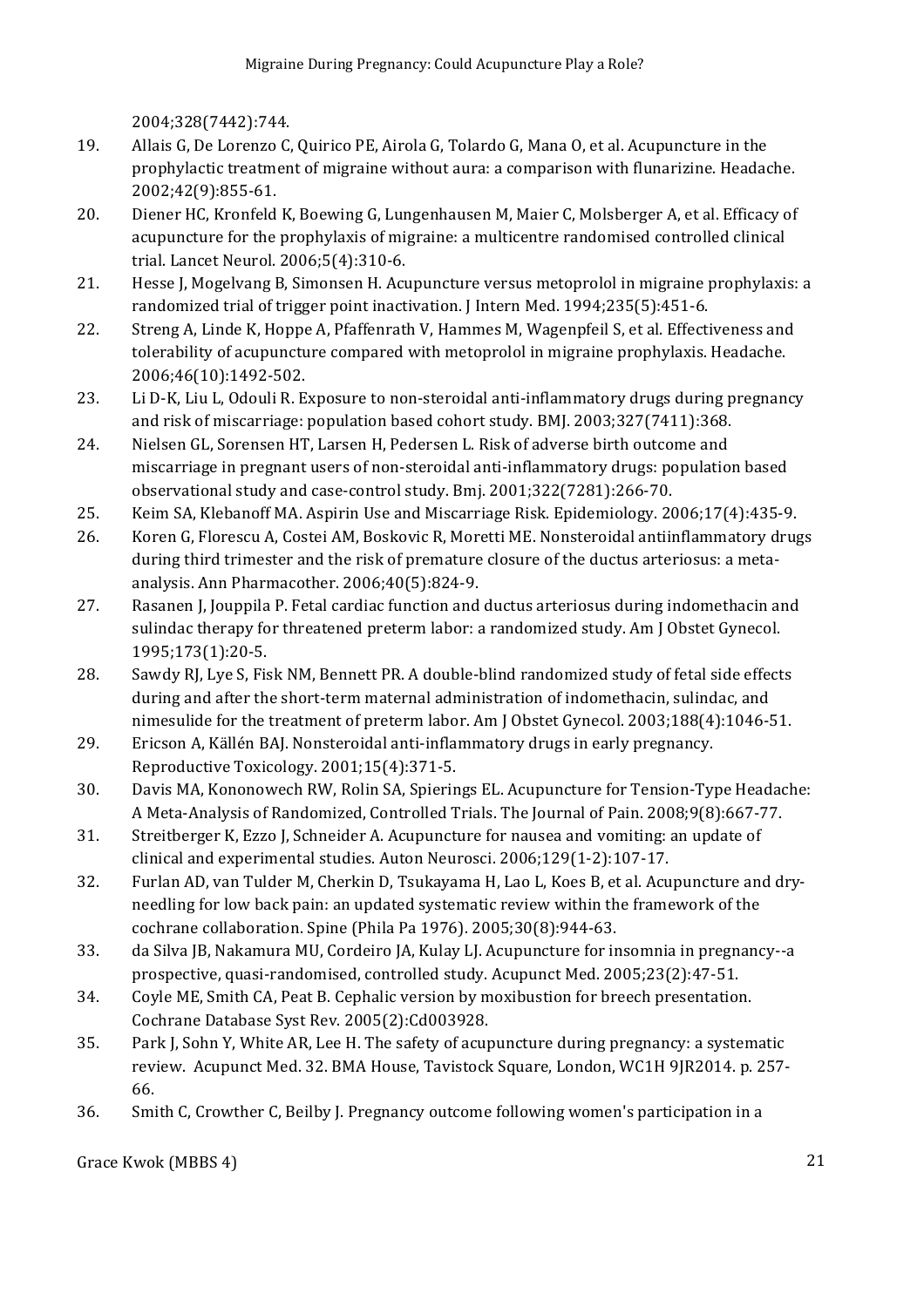2004;328(7442):744.

19. Allais G, De Lorenzo C, Quirico PE, Airola G, Tolardo G, Mana O, et al. Acupuncture in the prophylactic treatment of migraine without aura: a comparison with flunarizine. Headache. 2002;42(9):855-61.
20. Diener HC, Kronfeld K, Boewing G, Lungenhausen M, Maier C, Molsberger A, et al. Efficacy of acupuncture for the prophylaxis of migraine: a multicentre randomised controlled clinical trial. Lancet Neurol. 2006;5(4):310-6.
21. Hesse J, Mogelvang B, Simonsen H. Acupuncture versus metoprolol in migraine prophylaxis: a randomized trial of trigger point inactivation. J Intern Med. 1994;235(5):451-6.
22. Streng A, Linde K, Hoppe A, Pfaffenrath V, Hammes M, Wagenpfeil S, et al. Effectiveness and tolerability of acupuncture compared with metoprolol in migraine prophylaxis. Headache. 2006;46(10):1492-502.
23. Li D-K, Liu L, Odouli R. Exposure to non-steroidal anti-inflammatory drugs during pregnancy and risk of miscarriage: population based cohort study. BMJ. 2003;327(7411):368.
24. Nielsen GL, Sorensen HT, Larsen H, Pedersen L. Risk of adverse birth outcome and miscarriage in pregnant users of non-steroidal anti-inflammatory drugs: population based observational study and case-control study. Bmj. 2001;322(7281):266-70.
25. Keim SA, Klebanoff MA. Aspirin Use and Miscarriage Risk. Epidemiology. 2006;17(4):435-9.
26. Koren G, Florescu A, Costei AM, Boskovic R, Moretti ME. Nonsteroidal antiinflammatory drugs during third trimester and the risk of premature closure of the ductus arteriosus: a meta-analysis. Ann Pharmacother. 2006;40(5):824-9.
27. Rasanen J, Jouppila P. Fetal cardiac function and ductus arteriosus during indomethacin and sulindac therapy for threatened preterm labor: a randomized study. Am J Obstet Gynecol. 1995;173(1):20-5.
28. Sawdy RJ, Lye S, Fisk NM, Bennett PR. A double-blind randomized study of fetal side effects during and after the short-term maternal administration of indomethacin, sulindac, and nimesulide for the treatment of preterm labor. Am J Obstet Gynecol. 2003;188(4):1046-51.
29. Ericson A, Källén BAJ. Nonsteroidal anti-inflammatory drugs in early pregnancy. Reproductive Toxicology. 2001;15(4):371-5.
30. Davis MA, Kononowech RW, Rolin SA, Spierings EL. Acupuncture for Tension-Type Headache: A Meta-Analysis of Randomized, Controlled Trials. The Journal of Pain. 2008;9(8):667-77.
31. Streitberger K, Ezzo J, Schneider A. Acupuncture for nausea and vomiting: an update of clinical and experimental studies. Auton Neurosci. 2006;129(1-2):107-17.
32. Furlan AD, van Tulder M, Cherkin D, Tsukayama H, Lao L, Koes B, et al. Acupuncture and dry-needling for low back pain: an updated systematic review within the framework of the cochrane collaboration. Spine (Phila Pa 1976). 2005;30(8):944-63.
33. da Silva JB, Nakamura MU, Cordeiro JA, Kulay LJ. Acupuncture for insomnia in pregnancy--a prospective, quasi-randomised, controlled study. Acupunct Med. 2005;23(2):47-51.
34. Coyle ME, Smith CA, Peat B. Cephalic version by moxibustion for breech presentation. Cochrane Database Syst Rev. 2005(2):Cd003928.
35. Park J, Sohn Y, White AR, Lee H. The safety of acupuncture during pregnancy: a systematic review. Acupunct Med. 32. BMA House, Tavistock Square, London, WC1H 9JR2014. p. 257-66.
36. Smith C, Crowther C, Beilby J. Pregnancy outcome following women's participation in a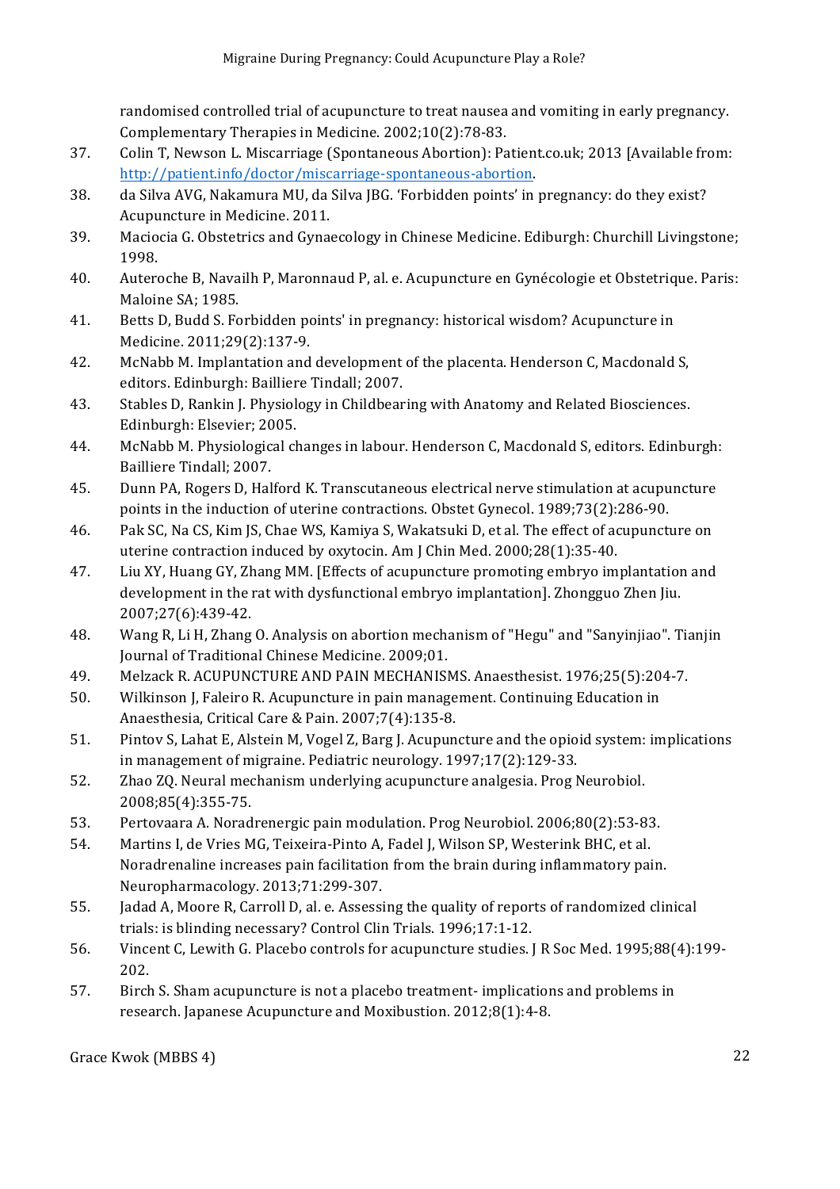randomised controlled trial of acupuncture to treat nausea and vomiting in early pregnancy. Complementary Therapies in Medicine. 2002;10(2):78-83.

37. Colin T, Newson L. Miscarriage (Spontaneous Abortion): Patient.co.uk; 2013 [Available from: http://patient.info/doctor/miscarriage-spontaneous-abortion.
38. da Silva AVG, Nakamura MU, da Silva JBG. 'Forbidden points' in pregnancy: do they exist? Acupuncture in Medicine. 2011.
39. Maciocia G. Obstetrics and Gynaecology in Chinese Medicine. Ediburgh: Churchill Livingstone; 1998.
40. Auteroche B, Navailh P, Maronnaud P, al. e. Acupuncture en Gynécologie et Obstetrique. Paris: Maloine SA; 1985.
41. Betts D, Budd S. Forbidden points' in pregnancy: historical wisdom? Acupuncture in Medicine. 2011;29(2):137-9.
42. McNabb M. Implantation and development of the placenta. Henderson C, Macdonald S, editors. Edinburgh: Bailliere Tindall; 2007.
43. Stables D, Rankin J. Physiology in Childbearing with Anatomy and Related Biosciences. Edinburgh: Elsevier; 2005.
44. McNabb M. Physiological changes in labour. Henderson C, Macdonald S, editors. Edinburgh: Bailliere Tindall; 2007.
45. Dunn PA, Rogers D, Halford K. Transcutaneous electrical nerve stimulation at acupuncture points in the induction of uterine contractions. Obstet Gynecol. 1989;73(2):286-90.
46. Pak SC, Na CS, Kim JS, Chae WS, Kamiya S, Wakatsuki D, et al. The effect of acupuncture on uterine contraction induced by oxytocin. Am J Chin Med. 2000;28(1):35-40.
47. Liu XY, Huang GY, Zhang MM. [Effects of acupuncture promoting embryo implantation and development in the rat with dysfunctional embryo implantation]. Zhongguo Zhen Jiu. 2007;27(6):439-42.
48. Wang R, Li H, Zhang O. Analysis on abortion mechanism of "Hegu" and "Sanyinjiao". Tianjin Journal of Traditional Chinese Medicine. 2009;01.
49. Melzack R. ACUPUNCTURE AND PAIN MECHANISMS. Anaesthesist. 1976;25(5):204-7.
50. Wilkinson J, Faleiro R. Acupuncture in pain management. Continuing Education in Anaesthesia, Critical Care & Pain. 2007;7(4):135-8.
51. Pintov S, Lahat E, Alstein M, Vogel Z, Barg J. Acupuncture and the opioid system: implications in management of migraine. Pediatric neurology. 1997;17(2):129-33.
52. Zhao ZQ. Neural mechanism underlying acupuncture analgesia. Prog Neurobiol. 2008;85(4):355-75.
53. Pertovaara A. Noradrenergic pain modulation. Prog Neurobiol. 2006;80(2):53-83.
54. Martins I, de Vries MG, Teixeira-Pinto A, Fadel J, Wilson SP, Westerink BHC, et al. Noradrenaline increases pain facilitation from the brain during inflammatory pain. Neuropharmacology. 2013;71:299-307.
55. Jadad A, Moore R, Carroll D, al. e. Assessing the quality of reports of randomized clinical trials: is blinding necessary? Control Clin Trials. 1996;17:1-12.
56. Vincent C, Lewith G. Placebo controls for acupuncture studies. J R Soc Med. 1995;88(4):199-202.
57. Birch S. Sham acupuncture is not a placebo treatment- implications and problems in research. Japanese Acupuncture and Moxibustion. 2012;8(1):4-8.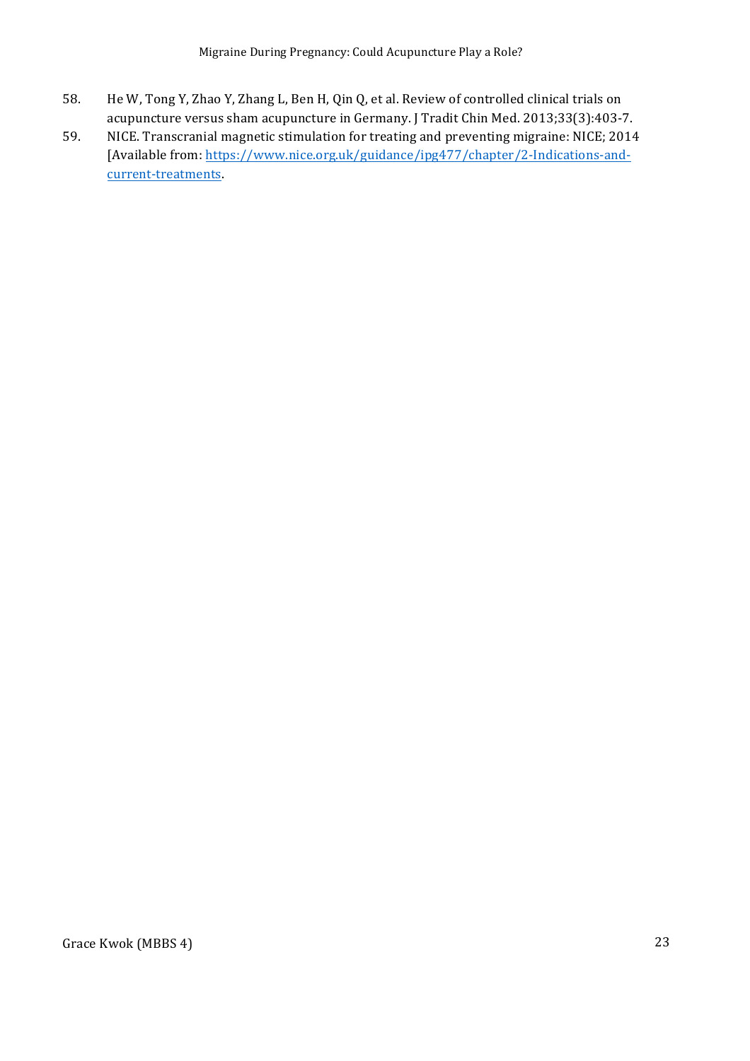58. He W, Tong Y, Zhao Y, Zhang L, Ben H, Qin Q, et al. Review of controlled clinical trials on acupuncture versus sham acupuncture in Germany. J Tradit Chin Med. 2013;33(3):403-7.
59. NICE. Transcranial magnetic stimulation for treating and preventing migraine: NICE; 2014 [Available from: https://www.nice.org.uk/guidance/ipg477/chapter/2-Indications-and-current-treatments.